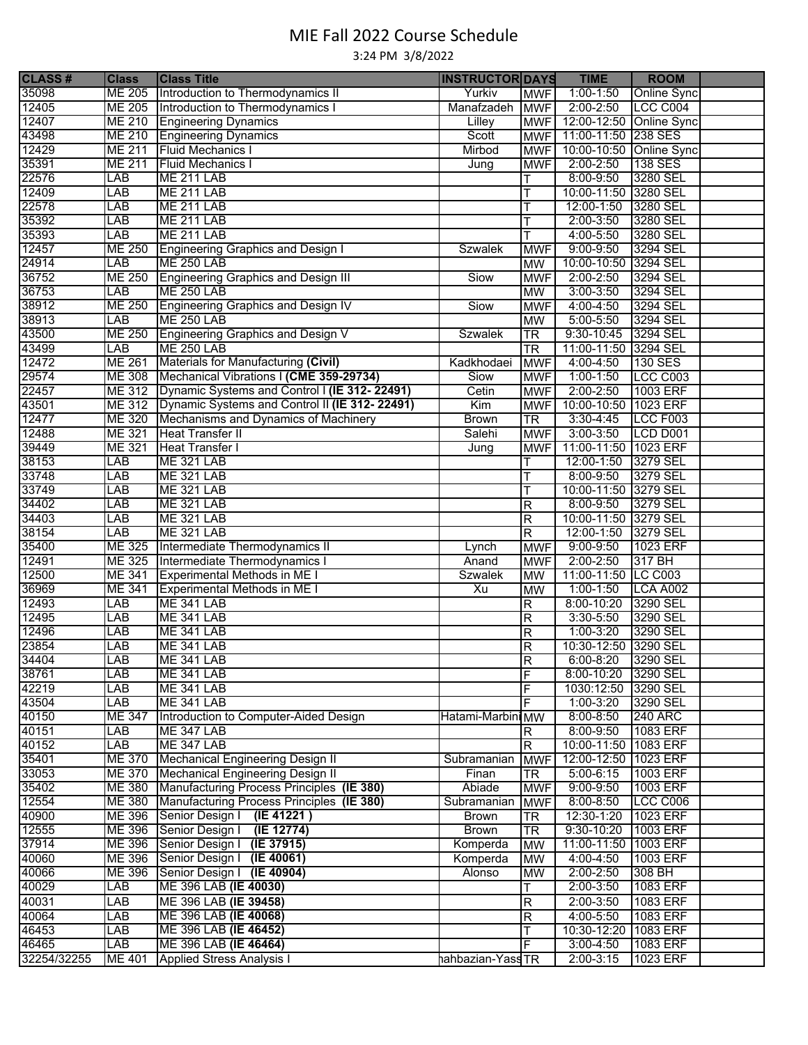# MIE Fall 2022 Course Schedule

3:24 PM 3/8/2022

| CLASS # | Class | Class Title | INSTRUCTOR | DAYS | TIME | ROOM | |
|---|---|---|---|---|---|---|---|
| 35098 | ME 205 | Introduction to Thermodynamics II | Yurkiv | MWF | 1:00-1:50 | Online Sync | |
| 12405 | ME 205 | Introduction to Thermodynamics I | Manafzadeh | MWF | 2:00-2:50 | LCC C004 | |
| 12407 | ME 210 | Engineering Dynamics | Lilley | MWF | 12:00-12:50 | Online Sync | |
| 43498 | ME 210 | Engineering Dynamics | Scott | MWF | 11:00-11:50 | 238 SES | |
| 12429 | ME 211 | Fluid Mechanics I | Mirbod | MWF | 10:00-10:50 | Online Sync | |
| 35391 | ME 211 | Fluid Mechanics I | Jung | MWF | 2:00-2:50 | 138 SES | |
| 22576 | LAB | ME 211 LAB | | T | 8:00-9:50 | 3280 SEL | |
| 12409 | LAB | ME 211 LAB | | T | 10:00-11:50 | 3280 SEL | |
| 22578 | LAB | ME 211 LAB | | T | 12:00-1:50 | 3280 SEL | |
| 35392 | LAB | ME 211 LAB | | T | 2:00-3:50 | 3280 SEL | |
| 35393 | LAB | ME 211 LAB | | T | 4:00-5:50 | 3280 SEL | |
| 12457 | ME 250 | Engineering Graphics and Design I | Szwalek | MWF | 9:00-9:50 | 3294 SEL | |
| 24914 | LAB | ME 250 LAB | | MW | 10:00-10:50 | 3294 SEL | |
| 36752 | ME 250 | Engineering Graphics and Design III | Siow | MWF | 2:00-2:50 | 3294 SEL | |
| 36753 | LAB | ME 250 LAB | | MW | 3:00-3:50 | 3294 SEL | |
| 38912 | ME 250 | Engineering Graphics and Design IV | Siow | MWF | 4:00-4:50 | 3294 SEL | |
| 38913 | LAB | ME 250 LAB | | MW | 5:00-5:50 | 3294 SEL | |
| 43500 | ME 250 | Engineering Graphics and Design V | Szwalek | TR | 9:30-10:45 | 3294 SEL | |
| 43499 | LAB | ME 250 LAB | | TR | 11:00-11:50 | 3294 SEL | |
| 12472 | ME 261 | Materials for Manufacturing **(Civil)** | Kadkhodaei | MWF | 4:00-4:50 | 130 SES | |
| 29574 | ME 308 | Mechanical Vibrations I **(CME 359-29734)** | Siow | MWF | 1:00-1:50 | LCC C003 | |
| 22457 | ME 312 | Dynamic Systems and Control I **(IE 312- 22491)** | Cetin | MWF | 2:00-2:50 | 1003 ERF | |
| 43501 | ME 312 | Dynamic Systems and Control II **(IE 312- 22491)** | Kim | MWF | 10:00-10:50 | 1023 ERF | |
| 12477 | ME 320 | Mechanisms and Dynamics of Machinery | Brown | TR | 3:30-4:45 | LCC F003 | |
| 12488 | ME 321 | Heat Transfer II | Salehi | MWF | 3:00-3:50 | LCD D001 | |
| 39449 | ME 321 | Heat Transfer I | Jung | MWF | 11:00-11:50 | 1023 ERF | |
| 38153 | LAB | ME 321 LAB | | T | 12:00-1:50 | 3279 SEL | |
| 33748 | LAB | ME 321 LAB | | T | 8:00-9:50 | 3279 SEL | |
| 33749 | LAB | ME 321 LAB | | T | 10:00-11:50 | 3279 SEL | |
| 34402 | LAB | ME 321 LAB | | R | 8:00-9:50 | 3279 SEL | |
| 34403 | LAB | ME 321 LAB | | R | 10:00-11:50 | 3279 SEL | |
| 38154 | LAB | ME 321 LAB | | R | 12:00-1:50 | 3279 SEL | |
| 35400 | ME 325 | Intermediate Thermodynamics II | Lynch | MWF | 9:00-9:50 | 1023 ERF | |
| 12491 | ME 325 | Intermediate Thermodynamics I | Anand | MWF | 2:00-2:50 | 317 BH | |
| 12500 | ME 341 | Experimental Methods in ME I | Szwalek | MW | 11:00-11:50 | LC C003 | |
| 36969 | ME 341 | Experimental Methods in ME I | Xu | MW | 1:00-1:50 | LCA A002 | |
| 12493 | LAB | ME 341 LAB | | R | 8:00-10:20 | 3290 SEL | |
| 12495 | LAB | ME 341 LAB | | R | 3:30-5:50 | 3290 SEL | |
| 12496 | LAB | ME 341 LAB | | R | 1:00-3:20 | 3290 SEL | |
| 23854 | LAB | ME 341 LAB | | R | 10:30-12:50 | 3290 SEL | |
| 34404 | LAB | ME 341 LAB | | R | 6:00-8:20 | 3290 SEL | |
| 38761 | LAB | ME 341 LAB | | F | 8:00-10:20 | 3290 SEL | |
| 42219 | LAB | ME 341 LAB | | F | 1030:12:50 | 3290 SEL | |
| 43504 | LAB | ME 341 LAB | | F | 1:00-3:20 | 3290 SEL | |
| 40150 | ME 347 | Introduction to Computer-Aided Design | Hatami-Marbini | MW | 8:00-8:50 | 240 ARC | |
| 40151 | LAB | ME 347 LAB | | R | 8:00-9:50 | 1083 ERF | |
| 40152 | LAB | ME 347 LAB | | R | 10:00-11:50 | 1083 ERF | |
| 35401 | ME 370 | Mechanical Engineering Design II | Subramanian | MWF | 12:00-12:50 | 1023 ERF | |
| 33053 | ME 370 | Mechanical Engineering Design II | Finan | TR | 5:00-6:15 | 1003 ERF | |
| 35402 | ME 380 | Manufacturing Process Principles **(IE 380)** | Abiade | MWF | 9:00-9:50 | 1003 ERF | |
| 12554 | ME 380 | Manufacturing Process Principles **(IE 380)** | Subramanian | MWF | 8:00-8:50 | LCC C006 | |
| 40900 | ME 396 | Senior Design I **(IE 41221 )** | Brown | TR | 12:30-1:20 | 1023 ERF | |
| 12555 | ME 396 | Senior Design I **(IE 12774)** | Brown | TR | 9:30-10:20 | 1003 ERF | |
| 37914 | ME 396 | Senior Design I **(IE 37915)** | Komperda | MW | 11:00-11:50 | 1003 ERF | |
| 40060 | ME 396 | Senior Design I **(IE 40061)** | Komperda | MW | 4:00-4:50 | 1003 ERF | |
| 40066 | ME 396 | Senior Design I **(IE 40904)** | Alonso | MW | 2:00-2:50 | 308 BH | |
| 40029 | LAB | ME 396 LAB **(IE 40030)** | | T | 2:00-3:50 | 1083 ERF | |
| 40031 | LAB | ME 396 LAB **(IE 39458)** | | R | 2:00-3:50 | 1083 ERF | |
| 40064 | LAB | ME 396 LAB **(IE 40068)** | | R | 4:00-5:50 | 1083 ERF | |
| 46453 | LAB | ME 396 LAB **(IE 46452)** | | T | 10:30-12:20 | 1083 ERF | |
| 46465 | LAB | ME 396 LAB **(IE 46464)** | | F | 3:00-4:50 | 1083 ERF | |
| 32254/32255 | ME 401 | Applied Stress Analysis I | hahbazian-Yass | TR | 2:00-3:15 | 1023 ERF | |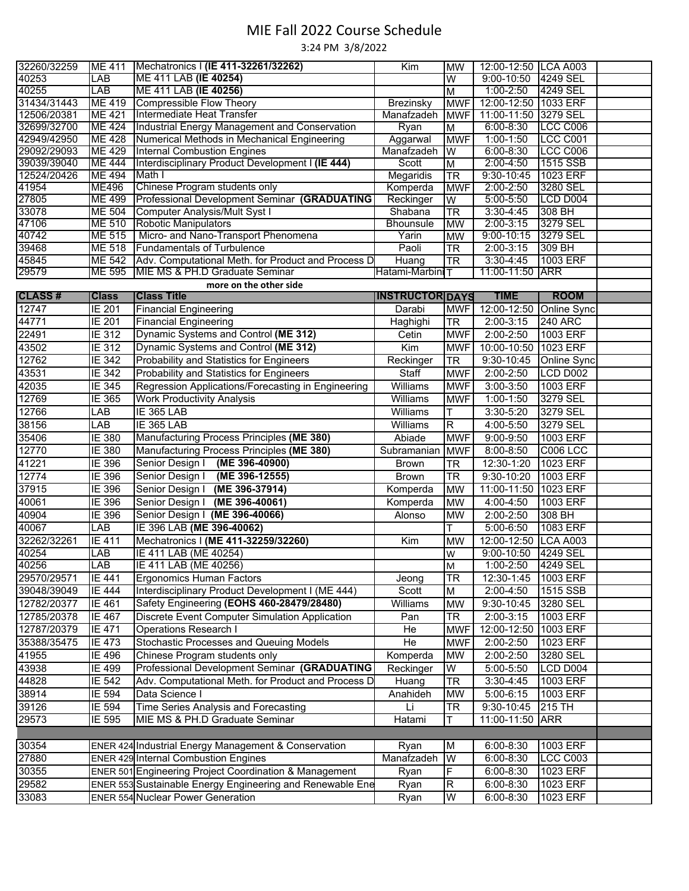# MIE Fall 2022 Course Schedule

3:24 PM 3/8/2022

| | | | | | | | |
|---|---|---|---|---|---|---|---|
| 32260/32259 | ME 411 | Mechatronics I **(IE 411-32261/32262)** | Kim | MW | 12:00-12:50 | LCA A003 | |
| 40253 | LAB | ME 411 LAB **(IE 40254)** | | W | 9:00-10:50 | 4249 SEL | |
| 40255 | LAB | ME 411 LAB **(IE 40256)** | | M | 1:00-2:50 | 4249 SEL | |
| 31434/31443 | ME 419 | Compressible Flow Theory | Brezinsky | MWF | 12:00-12:50 | 1033 ERF | |
| 12506/20381 | ME 421 | Intermediate Heat Transfer | Manafzadeh | MWF | 11:00-11:50 | 3279 SEL | |
| 32699/32700 | ME 424 | Industrial Energy Management and Conservation | Ryan | M | 6:00-8:30 | LCC C006 | |
| 42949/42950 | ME 428 | Numerical Methods in Mechanical Engineering | Aggarwal | MWF | 1:00-1:50 | LCC C001 | |
| 29092/29093 | ME 429 | Internal Combustion Engines | Manafzadeh | W | 6:00-8:30 | LCC C006 | |
| 39039/39040 | ME 444 | Interdisciplinary Product Development I **(IE 444)** | Scott | M | 2:00-4:50 | 1515 SSB | |
| 12524/20426 | ME 494 | Math I | Megaridis | TR | 9:30-10:45 | 1023 ERF | |
| 41954 | ME496 | Chinese Program students only | Komperda | MWF | 2:00-2:50 | 3280 SEL | |
| 27805 | ME 499 | Professional Development Seminar **(GRADUATING** | Reckinger | W | 5:00-5:50 | LCD D004 | |
| 33078 | ME 504 | Computer Analysis/Mult Syst I | Shabana | TR | 3:30-4:45 | 308 BH | |
| 47106 | ME 510 | Robotic Manipulators | Bhounsule | MW | 2:00-3:15 | 3279 SEL | |
| 40742 | ME 515 | Micro- and Nano-Transport Phenomena | Yarin | MW | 9:00-10:15 | 3279 SEL | |
| 39468 | ME 518 | Fundamentals of Turbulence | Paoli | TR | 2:00-3:15 | 309 BH | |
| 45845 | ME 542 | Adv. Computational Meth. for Product and Process D | Huang | TR | 3:30-4:45 | 1003 ERF | |
| 29579 | ME 595 | MIE MS & PH.D Graduate Seminar | Hatami-Marbini | T | 11:00-11:50 | ARR | |
| | | **more on the other side** | | | | | |
| **CLASS #** | **Class** | **Class Title** | **INSTRUCTOR** | **DAYS** | **TIME** | **ROOM** | |
| 12747 | IE 201 | Financial Engineering | Darabi | MWF | 12:00-12:50 | Online Sync | |
| 44771 | IE 201 | Financial Engineering | Haghighi | TR | 2:00-3:15 | 240 ARC | |
| 22491 | IE 312 | Dynamic Systems and Control **(ME 312)** | Cetin | MWF | 2:00-2:50 | 1003 ERF | |
| 43502 | IE 312 | Dynamic Systems and Control **(ME 312)** | Kim | MWF | 10:00-10:50 | 1023 ERF | |
| 12762 | IE 342 | Probability and Statistics for Engineers | Reckinger | TR | 9:30-10:45 | Online Sync | |
| 43531 | IE 342 | Probability and Statistics for Engineers | Staff | MWF | 2:00-2:50 | LCD D002 | |
| 42035 | IE 345 | Regression Applications/Forecasting in Engineering | Williams | MWF | 3:00-3:50 | 1003 ERF | |
| 12769 | IE 365 | Work Productivity Analysis | Williams | MWF | 1:00-1:50 | 3279 SEL | |
| 12766 | LAB | IE 365 LAB | Williams | T | 3:30-5:20 | 3279 SEL | |
| 38156 | LAB | IE 365 LAB | Williams | R | 4:00-5:50 | 3279 SEL | |
| 35406 | IE 380 | Manufacturing Process Principles **(ME 380)** | Abiade | MWF | 9:00-9:50 | 1003 ERF | |
| 12770 | IE 380 | Manufacturing Process Principles **(ME 380)** | Subramanian | MWF | 8:00-8:50 | C006 LCC | |
| 41221 | IE 396 | Senior Design I **(ME 396-40900)** | Brown | TR | 12:30-1:20 | 1023 ERF | |
| 12774 | IE 396 | Senior Design I **(ME 396-12555)** | Brown | TR | 9:30-10:20 | 1003 ERF | |
| 37915 | IE 396 | Senior Design I **(ME 396-37914)** | Komperda | MW | 11:00-11:50 | 1023 ERF | |
| 40061 | IE 396 | Senior Design I **(ME 396-40060)** | Komperda | MW | 4:00-4:50 | 1003 ERF | |
| 40904 | IE 396 | Senior Design I **(ME 396-40066)** | Alonso | MW | 2:00-2:50 | 308 BH | |
| 40067 | LAB | IE 396 LAB **(ME 396-40062)** | | T | 5:00-6:50 | 1083 ERF | |
| 32262/32261 | IE 411 | Mechatronics I **(ME 411-32259/32260)** | Kim | MW | 12:00-12:50 | LCA A003 | |
| 40254 | LAB | IE 411 LAB (ME 40254) | | W | 9:00-10:50 | 4249 SEL | |
| 40256 | LAB | IE 411 LAB (ME 40256) | | M | 1:00-2:50 | 4249 SEL | |
| 29570/29571 | IE 441 | Ergonomics Human Factors | Jeong | TR | 12:30-1:45 | 1003 ERF | |
| 39048/39049 | IE 444 | Interdisciplinary Product Development I (ME 444) | Scott | M | 2:00-4:50 | 1515 SSB | |
| 12782/20377 | IE 461 | Safety Engineering **(EOHS 460-28479/28480)** | Williams | MW | 9:30-10:45 | 3280 SEL | |
| 12785/20378 | IE 467 | Discrete Event Computer Simulation Application | Pan | TR | 2:00-3:15 | 1003 ERF | |
| 12787/20379 | IE 471 | Operations Research I | He | MWF | 12:00-12:50 | 1003 ERF | |
| 35388/35475 | IE 473 | Stochastic Processes and Queuing Models | He | MWF | 2:00-2:50 | 1023 ERF | |
| 41955 | IE 496 | Chinese Program students only | Komperda | MW | 2:00-2:50 | 3280 SEL | |
| 43938 | IE 499 | Professional Development Seminar **(GRADUATING** | Reckinger | W | 5:00-5:50 | LCD D004 | |
| 44828 | IE 542 | Adv. Computational Meth. for Product and Process D | Huang | TR | 3:30-4:45 | 1003 ERF | |
| 38914 | IE 594 | Data Science I | Anahideh | MW | 5:00-6:15 | 1003 ERF | |
| 39126 | IE 594 | Time Series Analysis and Forecasting | Li | TR | 9:30-10:45 | 215 TH | |
| 29573 | IE 595 | MIE MS & PH.D Graduate Seminar | Hatami | T | 11:00-11:50 | ARR | |
| | | | | | | | |
| 30354 | ENER 424 | Industrial Energy Management & Conservation | Ryan | M | 6:00-8:30 | 1003 ERF | |
| 27880 | ENER 429 | Internal Combustion Engines | Manafzadeh | W | 6:00-8:30 | LCC C003 | |
| 30355 | ENER 501 | Engineering Project Coordination & Management | Ryan | F | 6:00-8:30 | 1023 ERF | |
| 29582 | ENER 553 | Sustainable Energy Engineering and Renewable Ene | Ryan | R | 6:00-8:30 | 1023 ERF | |
| 33083 | ENER 554 | Nuclear Power Generation | Ryan | W | 6:00-8:30 | 1023 ERF | |